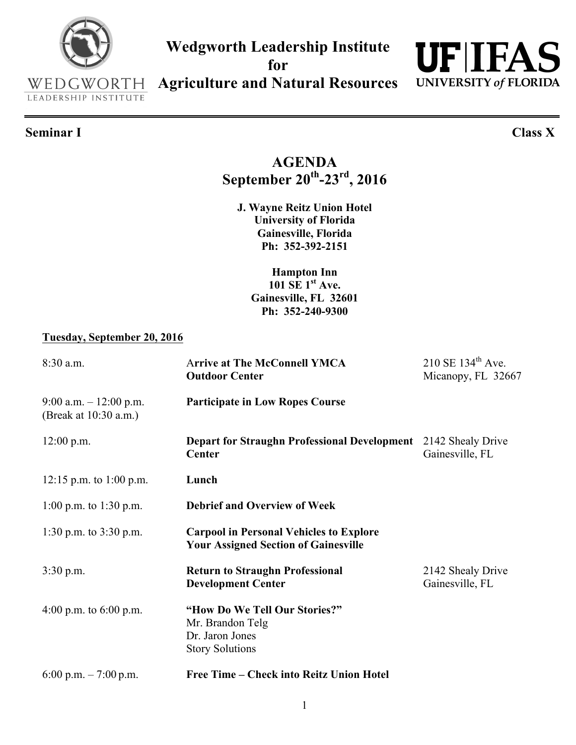# Wedgworth Leadership Institute for Agriculture and Natural Resources

WEDGWORTH LEADERSHIP INSTITUTE

UF|IFAS UNIVERSITY *of* FLORIDA

**Seminar I** **Class X**

## AGENDA
## September 20th-23rd, 2016

**J. Wayne Reitz Union Hotel**
**University of Florida**
**Gainesville, Florida**
**Ph: 352-392-2151**

**Hampton Inn**
**101 SE 1st Ave.**
**Gainesville, FL 32601**
**Ph: 352-240-9300**

### Tuesday, September 20, 2016

| Time | Activity | Location |
|---|---|---|
| 8:30 a.m. | **Arrive at The McConnell YMCA Outdoor Center** | 210 SE 134th Ave. Micanopy, FL 32667 |
| 9:00 a.m. – 12:00 p.m. (Break at 10:30 a.m.) | **Participate in Low Ropes Course** | |
| 12:00 p.m. | **Depart for Straughn Professional Development Center** | 2142 Shealy Drive Gainesville, FL |
| 12:15 p.m. to 1:00 p.m. | **Lunch** | |
| 1:00 p.m. to 1:30 p.m. | **Debrief and Overview of Week** | |
| 1:30 p.m. to 3:30 p.m. | **Carpool in Personal Vehicles to Explore Your Assigned Section of Gainesville** | |
| 3:30 p.m. | **Return to Straughn Professional Development Center** | 2142 Shealy Drive Gainesville, FL |
| 4:00 p.m. to 6:00 p.m. | **"How Do We Tell Our Stories?"** Mr. Brandon Telg, Dr. Jaron Jones, Story Solutions | |
| 6:00 p.m. – 7:00 p.m. | **Free Time – Check into Reitz Union Hotel** | |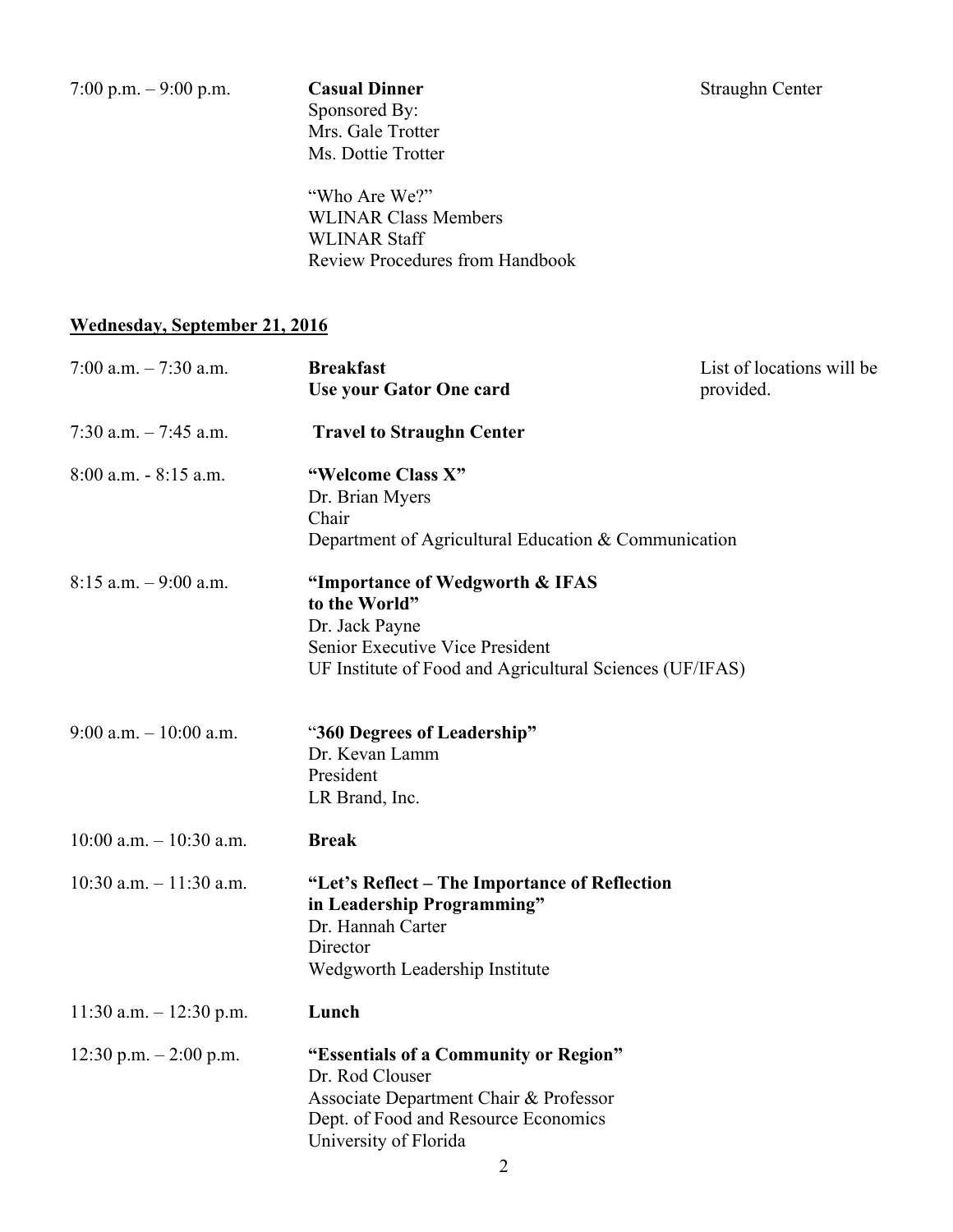| | | |
|---|---|---|
| 7:00 p.m. – 9:00 p.m. | **Casual Dinner**<br>Sponsored By:<br>Mrs. Gale Trotter<br>Ms. Dottie Trotter<br><br>"Who Are We?"<br>WLINAR Class Members<br>WLINAR Staff<br>Review Procedures from Handbook | Straughn Center |

## <u>Wednesday, September 21, 2016</u>

| | | |
|---|---|---|
| 7:00 a.m. – 7:30 a.m. | **Breakfast**<br>**Use your Gator One card** | List of locations will be provided. |
| 7:30 a.m. – 7:45 a.m. | **Travel to Straughn Center** | |
| 8:00 a.m. - 8:15 a.m. | **"Welcome Class X"**<br>Dr. Brian Myers<br>Chair<br>Department of Agricultural Education & Communication | |
| 8:15 a.m. – 9:00 a.m. | **"Importance of Wedgworth & IFAS to the World"**<br>Dr. Jack Payne<br>Senior Executive Vice President<br>UF Institute of Food and Agricultural Sciences (UF/IFAS) | |
| 9:00 a.m. – 10:00 a.m. | "**360 Degrees of Leadership"**<br>Dr. Kevan Lamm<br>President<br>LR Brand, Inc. | |
| 10:00 a.m. – 10:30 a.m. | **Break** | |
| 10:30 a.m. – 11:30 a.m. | **"Let's Reflect – The Importance of Reflection in Leadership Programming"**<br>Dr. Hannah Carter<br>Director<br>Wedgworth Leadership Institute | |
| 11:30 a.m. – 12:30 p.m. | **Lunch** | |
| 12:30 p.m. – 2:00 p.m. | **"Essentials of a Community or Region"**<br>Dr. Rod Clouser<br>Associate Department Chair & Professor<br>Dept. of Food and Resource Economics<br>University of Florida | |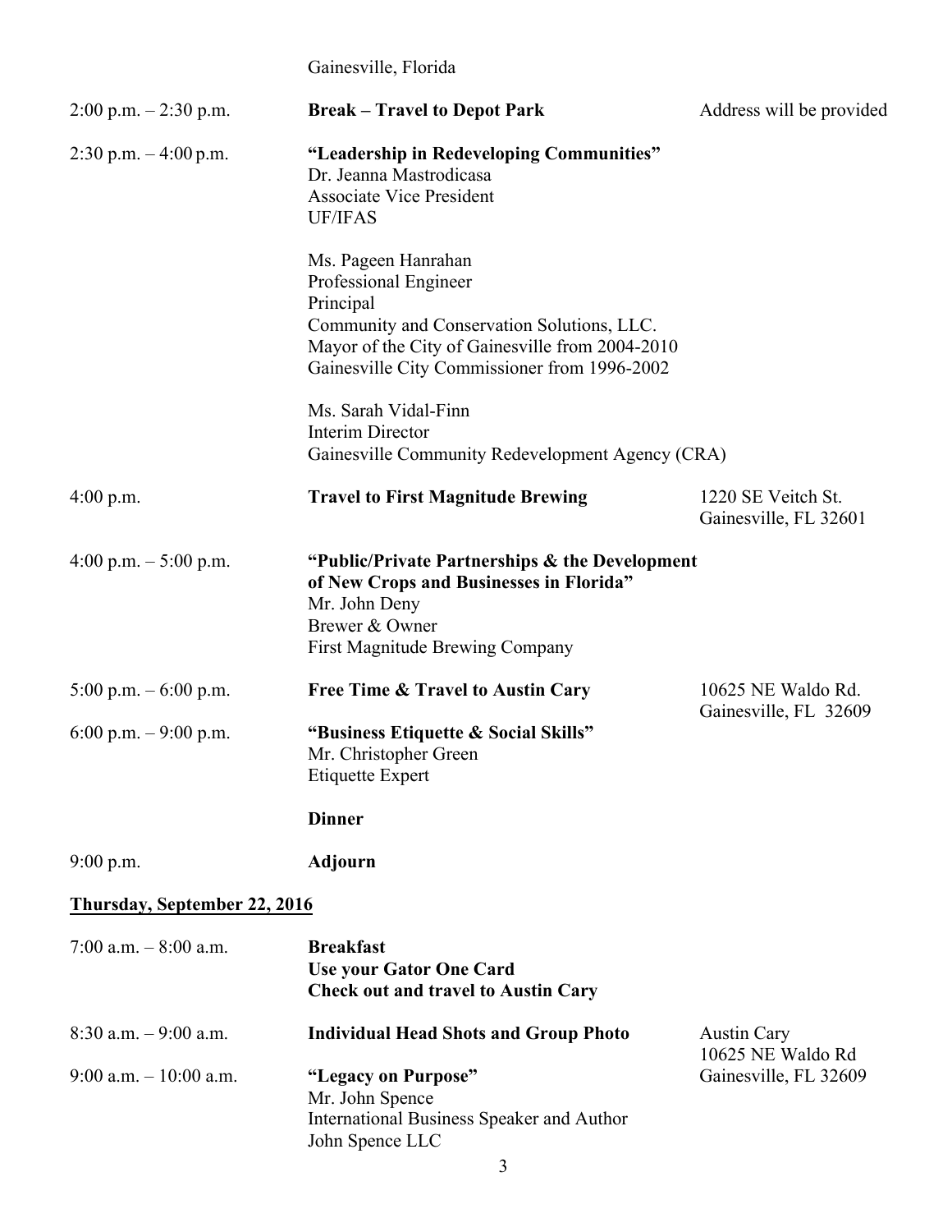Gainesville, Florida

| | | |
|---|---|---|
| 2:00 p.m. – 2:30 p.m. | **Break – Travel to Depot Park** | Address will be provided |
| 2:30 p.m. – 4:00 p.m. | **"Leadership in Redeveloping Communities"**<br>Dr. Jeanna Mastrodicasa<br>Associate Vice President<br>UF/IFAS<br><br>Ms. Pageen Hanrahan<br>Professional Engineer<br>Principal<br>Community and Conservation Solutions, LLC.<br>Mayor of the City of Gainesville from 2004-2010<br>Gainesville City Commissioner from 1996-2002<br><br>Ms. Sarah Vidal-Finn<br>Interim Director<br>Gainesville Community Redevelopment Agency (CRA) | |
| 4:00 p.m. | **Travel to First Magnitude Brewing** | 1220 SE Veitch St.<br>Gainesville, FL 32601 |
| 4:00 p.m. – 5:00 p.m. | **"Public/Private Partnerships & the Development of New Crops and Businesses in Florida"**<br>Mr. John Deny<br>Brewer & Owner<br>First Magnitude Brewing Company | |
| 5:00 p.m. – 6:00 p.m. | **Free Time & Travel to Austin Cary** | 10625 NE Waldo Rd.<br>Gainesville, FL 32609 |
| 6:00 p.m. – 9:00 p.m. | **"Business Etiquette & Social Skills"**<br>Mr. Christopher Green<br>Etiquette Expert<br><br>**Dinner** | |
| 9:00 p.m. | **Adjourn** | |

**<u>Thursday, September 22, 2016</u>**

| | | |
|---|---|---|
| 7:00 a.m. – 8:00 a.m. | **Breakfast**<br>**Use your Gator One Card**<br>**Check out and travel to Austin Cary** | |
| 8:30 a.m. – 9:00 a.m. | **Individual Head Shots and Group Photo** | Austin Cary<br>10625 NE Waldo Rd<br>Gainesville, FL 32609 |
| 9:00 a.m. – 10:00 a.m. | **"Legacy on Purpose"**<br>Mr. John Spence<br>International Business Speaker and Author<br>John Spence LLC | |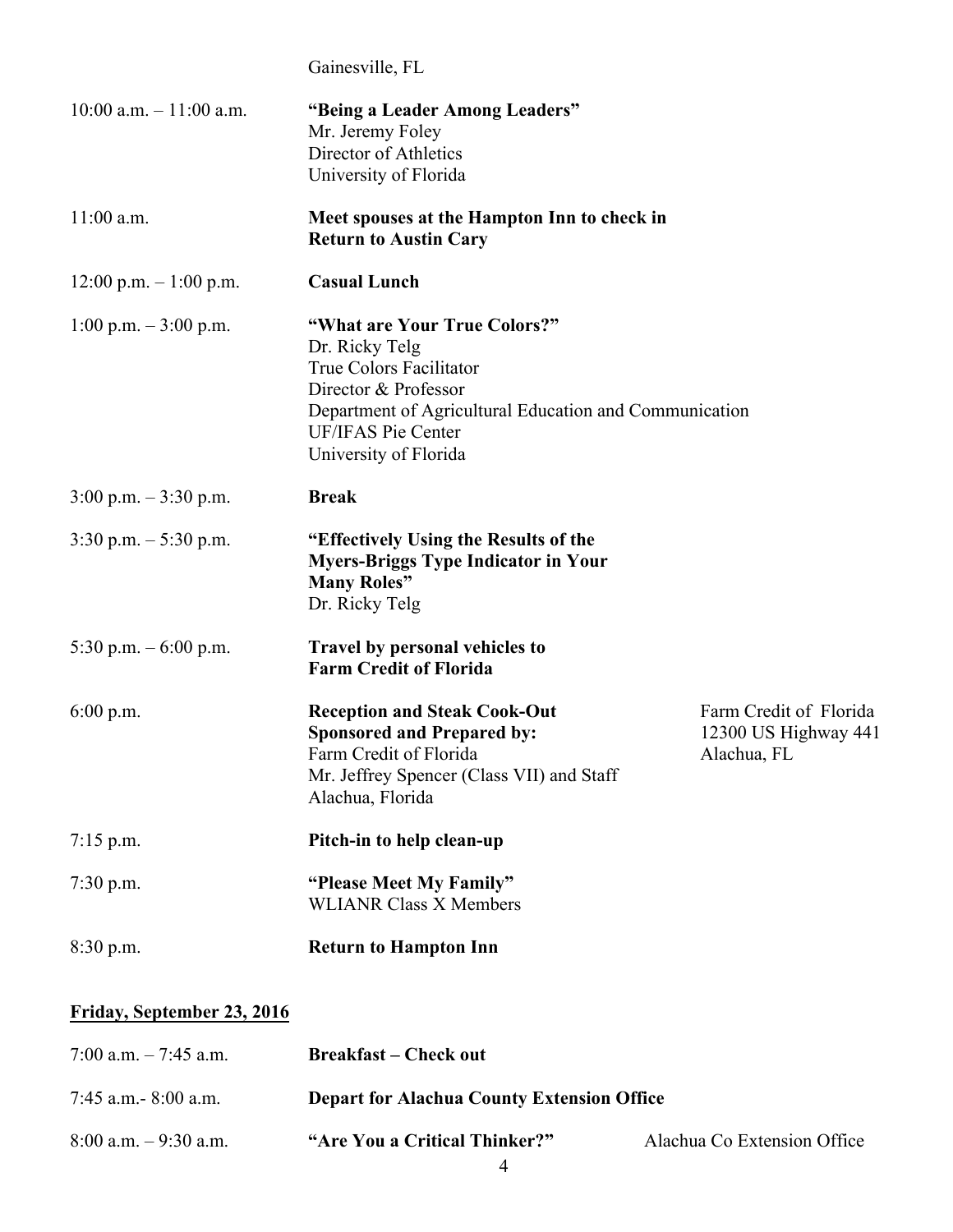Gainesville, FL

| | | |
|---|---|---|
| 10:00 a.m. – 11:00 a.m. | **"Being a Leader Among Leaders"**<br>Mr. Jeremy Foley<br>Director of Athletics<br>University of Florida | |
| 11:00 a.m. | **Meet spouses at the Hampton Inn to check in**<br>**Return to Austin Cary** | |
| 12:00 p.m. – 1:00 p.m. | **Casual Lunch** | |
| 1:00 p.m. – 3:00 p.m. | **"What are Your True Colors?"**<br>Dr. Ricky Telg<br>True Colors Facilitator<br>Director & Professor<br>Department of Agricultural Education and Communication<br>UF/IFAS Pie Center<br>University of Florida | |
| 3:00 p.m. – 3:30 p.m. | **Break** | |
| 3:30 p.m. – 5:30 p.m. | **"Effectively Using the Results of the Myers-Briggs Type Indicator in Your Many Roles"**<br>Dr. Ricky Telg | |
| 5:30 p.m. – 6:00 p.m. | **Travel by personal vehicles to Farm Credit of Florida** | |
| 6:00 p.m. | **Reception and Steak Cook-Out**<br>**Sponsored and Prepared by:**<br>Farm Credit of Florida<br>Mr. Jeffrey Spencer (Class VII) and Staff<br>Alachua, Florida | Farm Credit of Florida<br>12300 US Highway 441<br>Alachua, FL |
| 7:15 p.m. | **Pitch-in to help clean-up** | |
| 7:30 p.m. | **"Please Meet My Family"**<br>WLIANR Class X Members | |
| 8:30 p.m. | **Return to Hampton Inn** | |

**<u>Friday, September 23, 2016</u>**

| | | |
|---|---|---|
| 7:00 a.m. – 7:45 a.m. | **Breakfast – Check out** | |
| 7:45 a.m.- 8:00 a.m. | **Depart for Alachua County Extension Office** | |
| 8:00 a.m. – 9:30 a.m. | **"Are You a Critical Thinker?"** | Alachua Co Extension Office |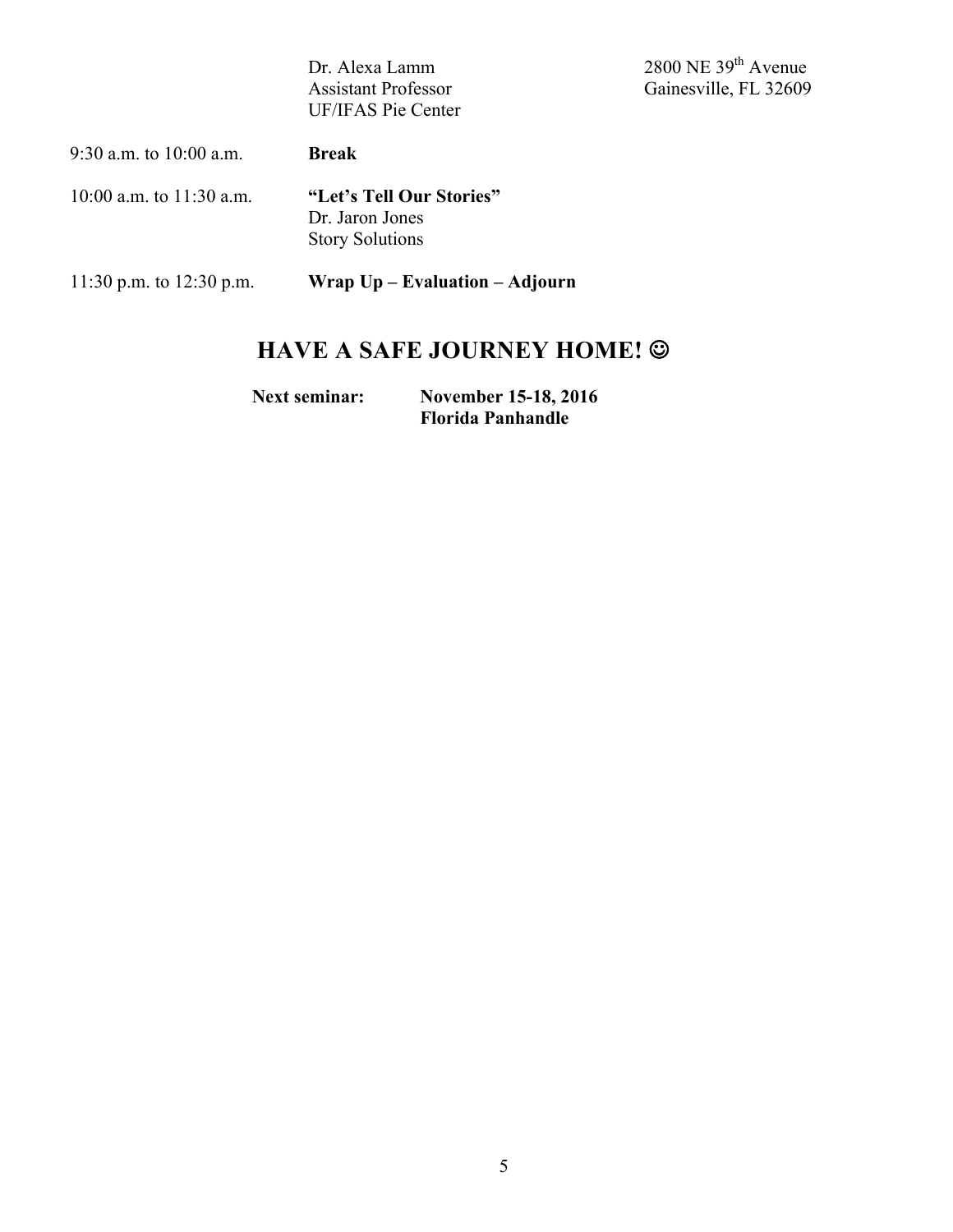| | | |
|---|---|---|
| | Dr. Alexa Lamm<br>Assistant Professor<br>UF/IFAS Pie Center | 2800 NE 39th Avenue<br>Gainesville, FL 32609 |
| 9:30 a.m. to 10:00 a.m. | **Break** | |
| 10:00 a.m. to 11:30 a.m. | **"Let's Tell Our Stories"**<br>Dr. Jaron Jones<br>Story Solutions | |
| 11:30 p.m. to 12:30 p.m. | **Wrap Up – Evaluation – Adjourn** | |

## HAVE A SAFE JOURNEY HOME! ☺

**Next seminar:** **November 15-18, 2016**
**Florida Panhandle**